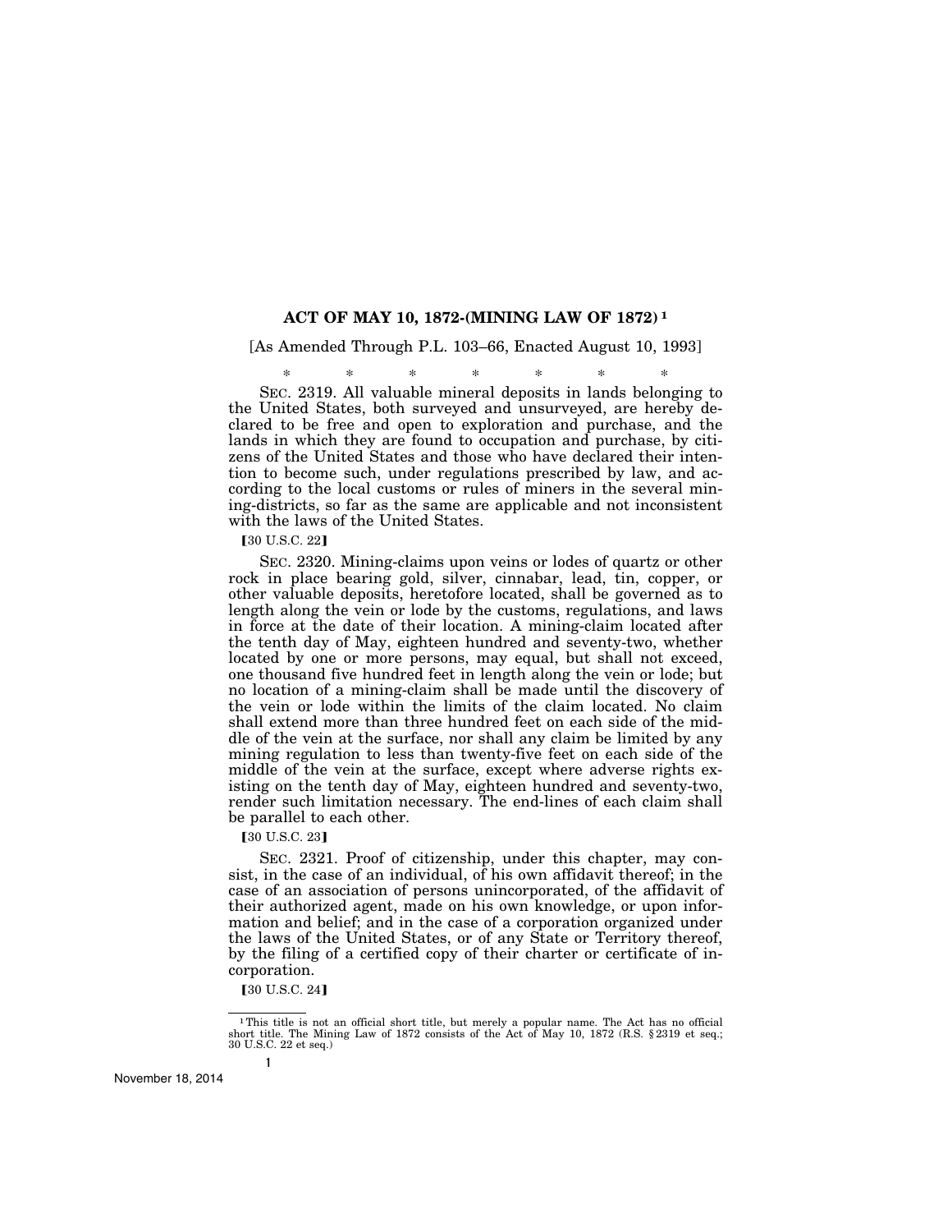# ACT OF MAY 10, 1872-(MINING LAW OF 1872) [1]

[As Amended Through P.L. 103–66, Enacted August 10, 1993]

\* \* \* \* \* \* \*

SEC. 2319. All valuable mineral deposits in lands belonging to the United States, both surveyed and unsurveyed, are hereby declared to be free and open to exploration and purchase, and the lands in which they are found to occupation and purchase, by citizens of the United States and those who have declared their intention to become such, under regulations prescribed by law, and according to the local customs or rules of miners in the several mining-districts, so far as the same are applicable and not inconsistent with the laws of the United States.

【30 U.S.C. 22】

SEC. 2320. Mining-claims upon veins or lodes of quartz or other rock in place bearing gold, silver, cinnabar, lead, tin, copper, or other valuable deposits, heretofore located, shall be governed as to length along the vein or lode by the customs, regulations, and laws in force at the date of their location. A mining-claim located after the tenth day of May, eighteen hundred and seventy-two, whether located by one or more persons, may equal, but shall not exceed, one thousand five hundred feet in length along the vein or lode; but no location of a mining-claim shall be made until the discovery of the vein or lode within the limits of the claim located. No claim shall extend more than three hundred feet on each side of the middle of the vein at the surface, nor shall any claim be limited by any mining regulation to less than twenty-five feet on each side of the middle of the vein at the surface, except where adverse rights existing on the tenth day of May, eighteen hundred and seventy-two, render such limitation necessary. The end-lines of each claim shall be parallel to each other.

【30 U.S.C. 23】

SEC. 2321. Proof of citizenship, under this chapter, may consist, in the case of an individual, of his own affidavit thereof; in the case of an association of persons unincorporated, of the affidavit of their authorized agent, made on his own knowledge, or upon information and belief; and in the case of a corporation organized under the laws of the United States, or of any State or Territory thereof, by the filing of a certified copy of their charter or certificate of incorporation.

【30 U.S.C. 24】

[1] This title is not an official short title, but merely a popular name. The Act has no official short title. The Mining Law of 1872 consists of the Act of May 10, 1872 (R.S. § 2319 et seq.; 30 U.S.C. 22 et seq.)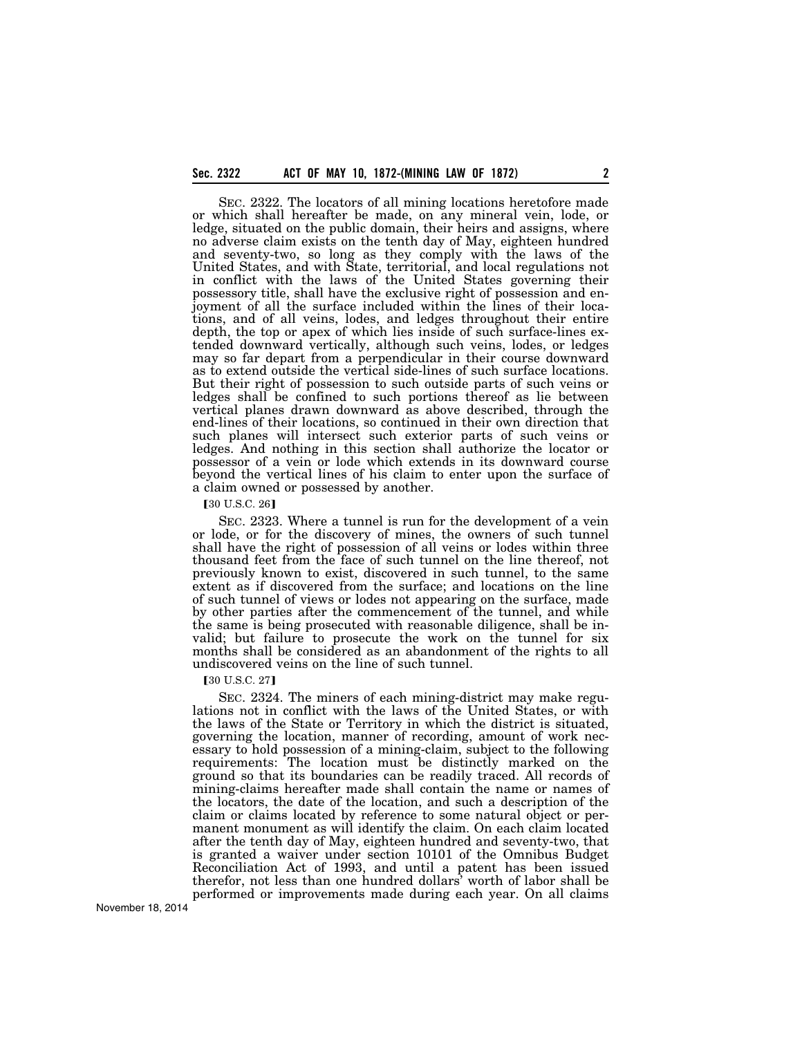SEC. 2322. The locators of all mining locations heretofore made or which shall hereafter be made, on any mineral vein, lode, or ledge, situated on the public domain, their heirs and assigns, where no adverse claim exists on the tenth day of May, eighteen hundred and seventy-two, so long as they comply with the laws of the United States, and with State, territorial, and local regulations not in conflict with the laws of the United States governing their possessory title, shall have the exclusive right of possession and enjoyment of all the surface included within the lines of their locations, and of all veins, lodes, and ledges throughout their entire depth, the top or apex of which lies inside of such surface-lines extended downward vertically, although such veins, lodes, or ledges may so far depart from a perpendicular in their course downward as to extend outside the vertical side-lines of such surface locations. But their right of possession to such outside parts of such veins or ledges shall be confined to such portions thereof as lie between vertical planes drawn downward as above described, through the end-lines of their locations, so continued in their own direction that such planes will intersect such exterior parts of such veins or ledges. And nothing in this section shall authorize the locator or possessor of a vein or lode which extends in its downward course beyond the vertical lines of his claim to enter upon the surface of a claim owned or possessed by another.

【30 U.S.C. 26】

SEC. 2323. Where a tunnel is run for the development of a vein or lode, or for the discovery of mines, the owners of such tunnel shall have the right of possession of all veins or lodes within three thousand feet from the face of such tunnel on the line thereof, not previously known to exist, discovered in such tunnel, to the same extent as if discovered from the surface; and locations on the line of such tunnel of views or lodes not appearing on the surface, made by other parties after the commencement of the tunnel, and while the same is being prosecuted with reasonable diligence, shall be invalid; but failure to prosecute the work on the tunnel for six months shall be considered as an abandonment of the rights to all undiscovered veins on the line of such tunnel.

【30 U.S.C. 27】

SEC. 2324. The miners of each mining-district may make regulations not in conflict with the laws of the United States, or with the laws of the State or Territory in which the district is situated, governing the location, manner of recording, amount of work necessary to hold possession of a mining-claim, subject to the following requirements: The location must be distinctly marked on the ground so that its boundaries can be readily traced. All records of mining-claims hereafter made shall contain the name or names of the locators, the date of the location, and such a description of the claim or claims located by reference to some natural object or permanent monument as will identify the claim. On each claim located after the tenth day of May, eighteen hundred and seventy-two, that is granted a waiver under section 10101 of the Omnibus Budget Reconciliation Act of 1993, and until a patent has been issued therefor, not less than one hundred dollars' worth of labor shall be performed or improvements made during each year. On all claims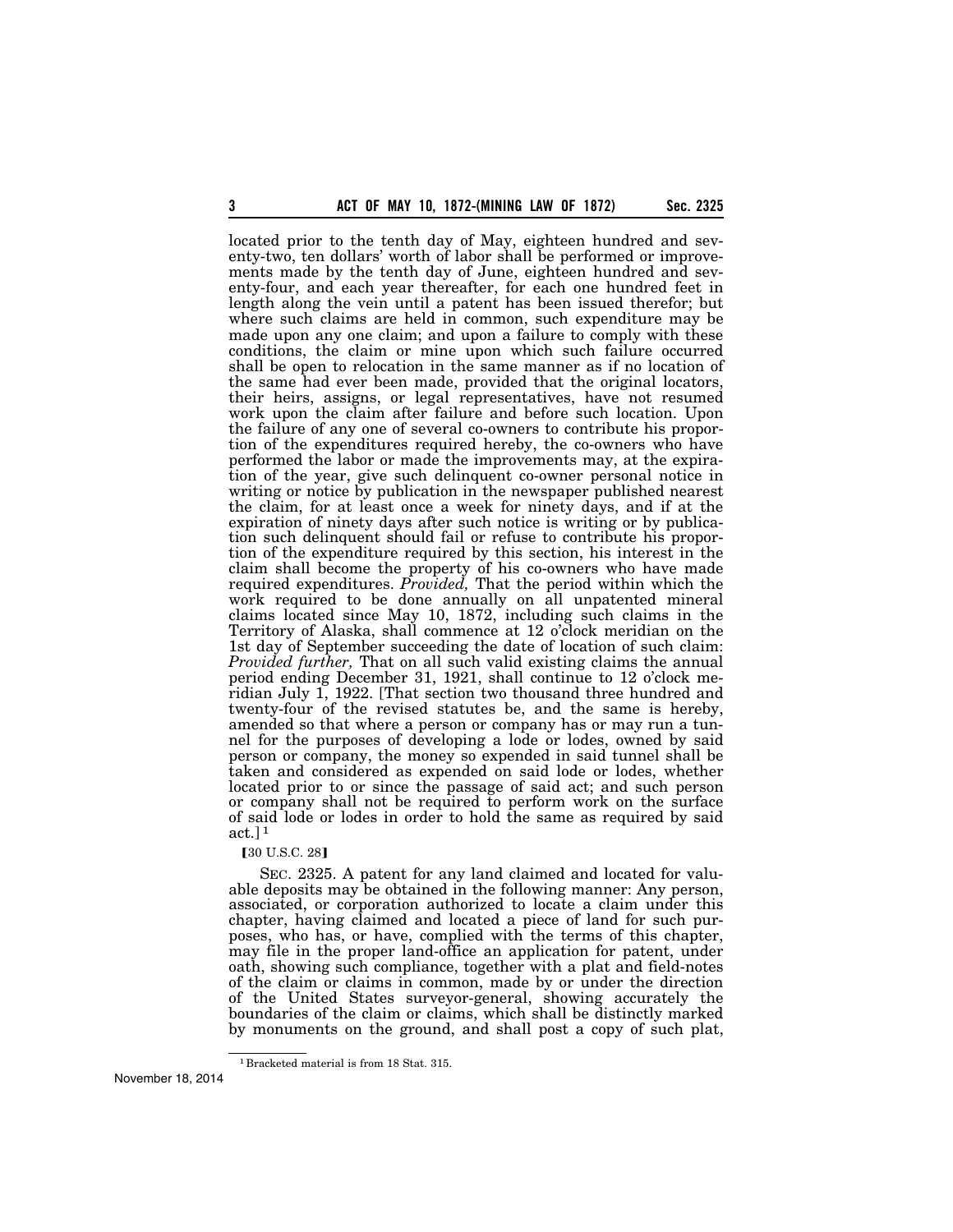located prior to the tenth day of May, eighteen hundred and seventy-two, ten dollars' worth of labor shall be performed or improvements made by the tenth day of June, eighteen hundred and seventy-four, and each year thereafter, for each one hundred feet in length along the vein until a patent has been issued therefor; but where such claims are held in common, such expenditure may be made upon any one claim; and upon a failure to comply with these conditions, the claim or mine upon which such failure occurred shall be open to relocation in the same manner as if no location of the same had ever been made, provided that the original locators, their heirs, assigns, or legal representatives, have not resumed work upon the claim after failure and before such location. Upon the failure of any one of several co-owners to contribute his proportion of the expenditures required hereby, the co-owners who have performed the labor or made the improvements may, at the expiration of the year, give such delinquent co-owner personal notice in writing or notice by publication in the newspaper published nearest the claim, for at least once a week for ninety days, and if at the expiration of ninety days after such notice is writing or by publication such delinquent should fail or refuse to contribute his proportion of the expenditure required by this section, his interest in the claim shall become the property of his co-owners who have made required expenditures. *Provided,* That the period within which the work required to be done annually on all unpatented mineral claims located since May 10, 1872, including such claims in the Territory of Alaska, shall commence at 12 o'clock meridian on the 1st day of September succeeding the date of location of such claim: *Provided further,* That on all such valid existing claims the annual period ending December 31, 1921, shall continue to 12 o'clock meridian July 1, 1922. [That section two thousand three hundred and twenty-four of the revised statutes be, and the same is hereby, amended so that where a person or company has or may run a tunnel for the purposes of developing a lode or lodes, owned by said person or company, the money so expended in said tunnel shall be taken and considered as expended on said lode or lodes, whether located prior to or since the passage of said act; and such person or company shall not be required to perform work on the surface of said lode or lodes in order to hold the same as required by said act.] [1]

【30 U.S.C. 28】

SEC. 2325. A patent for any land claimed and located for valuable deposits may be obtained in the following manner: Any person, associated, or corporation authorized to locate a claim under this chapter, having claimed and located a piece of land for such purposes, who has, or have, complied with the terms of this chapter, may file in the proper land-office an application for patent, under oath, showing such compliance, together with a plat and field-notes of the claim or claims in common, made by or under the direction of the United States surveyor-general, showing accurately the boundaries of the claim or claims, which shall be distinctly marked by monuments on the ground, and shall post a copy of such plat,

[1] Bracketed material is from 18 Stat. 315.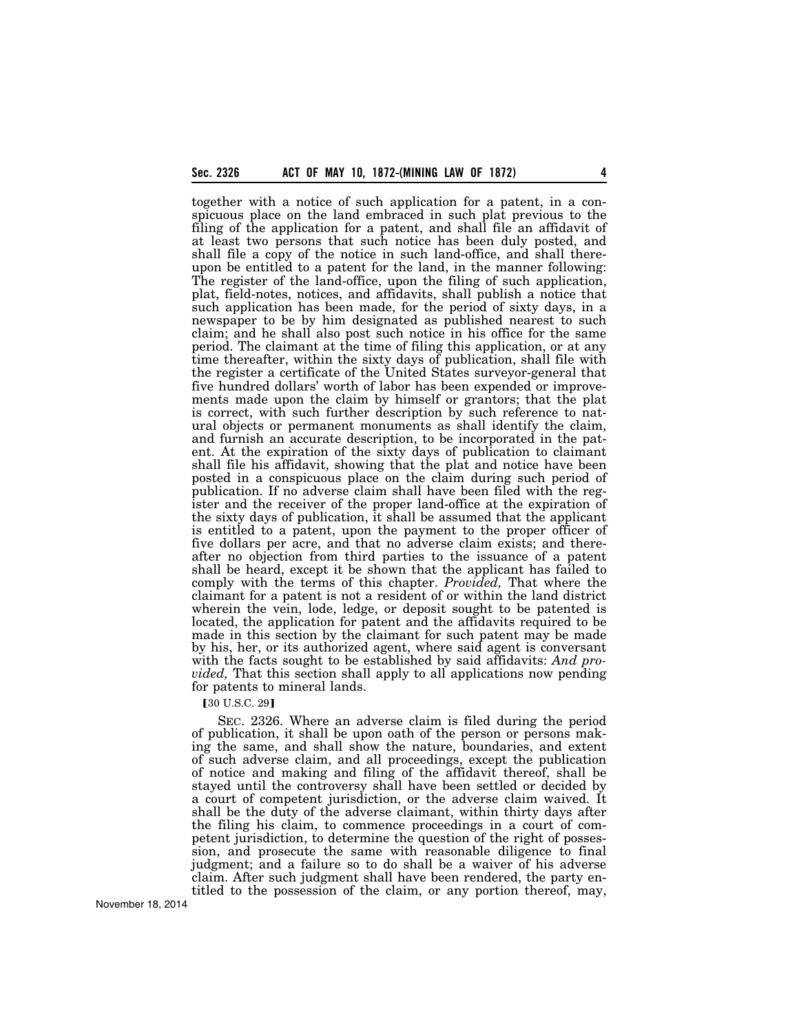together with a notice of such application for a patent, in a conspicuous place on the land embraced in such plat previous to the filing of the application for a patent, and shall file an affidavit of at least two persons that such notice has been duly posted, and shall file a copy of the notice in such land-office, and shall thereupon be entitled to a patent for the land, in the manner following: The register of the land-office, upon the filing of such application, plat, field-notes, notices, and affidavits, shall publish a notice that such application has been made, for the period of sixty days, in a newspaper to be by him designated as published nearest to such claim; and he shall also post such notice in his office for the same period. The claimant at the time of filing this application, or at any time thereafter, within the sixty days of publication, shall file with the register a certificate of the United States surveyor-general that five hundred dollars' worth of labor has been expended or improvements made upon the claim by himself or grantors; that the plat is correct, with such further description by such reference to natural objects or permanent monuments as shall identify the claim, and furnish an accurate description, to be incorporated in the patent. At the expiration of the sixty days of publication to claimant shall file his affidavit, showing that the plat and notice have been posted in a conspicuous place on the claim during such period of publication. If no adverse claim shall have been filed with the register and the receiver of the proper land-office at the expiration of the sixty days of publication, it shall be assumed that the applicant is entitled to a patent, upon the payment to the proper officer of five dollars per acre, and that no adverse claim exists; and thereafter no objection from third parties to the issuance of a patent shall be heard, except it be shown that the applicant has failed to comply with the terms of this chapter. *Provided,* That where the claimant for a patent is not a resident of or within the land district wherein the vein, lode, ledge, or deposit sought to be patented is located, the application for patent and the affidavits required to be made in this section by the claimant for such patent may be made by his, her, or its authorized agent, where said agent is conversant with the facts sought to be established by said affidavits: *And provided,* That this section shall apply to all applications now pending for patents to mineral lands.

【30 U.S.C. 29】

SEC. 2326. Where an adverse claim is filed during the period of publication, it shall be upon oath of the person or persons making the same, and shall show the nature, boundaries, and extent of such adverse claim, and all proceedings, except the publication of notice and making and filing of the affidavit thereof, shall be stayed until the controversy shall have been settled or decided by a court of competent jurisdiction, or the adverse claim waived. It shall be the duty of the adverse claimant, within thirty days after the filing his claim, to commence proceedings in a court of competent jurisdiction, to determine the question of the right of possession, and prosecute the same with reasonable diligence to final judgment; and a failure so to do shall be a waiver of his adverse claim. After such judgment shall have been rendered, the party entitled to the possession of the claim, or any portion thereof, may,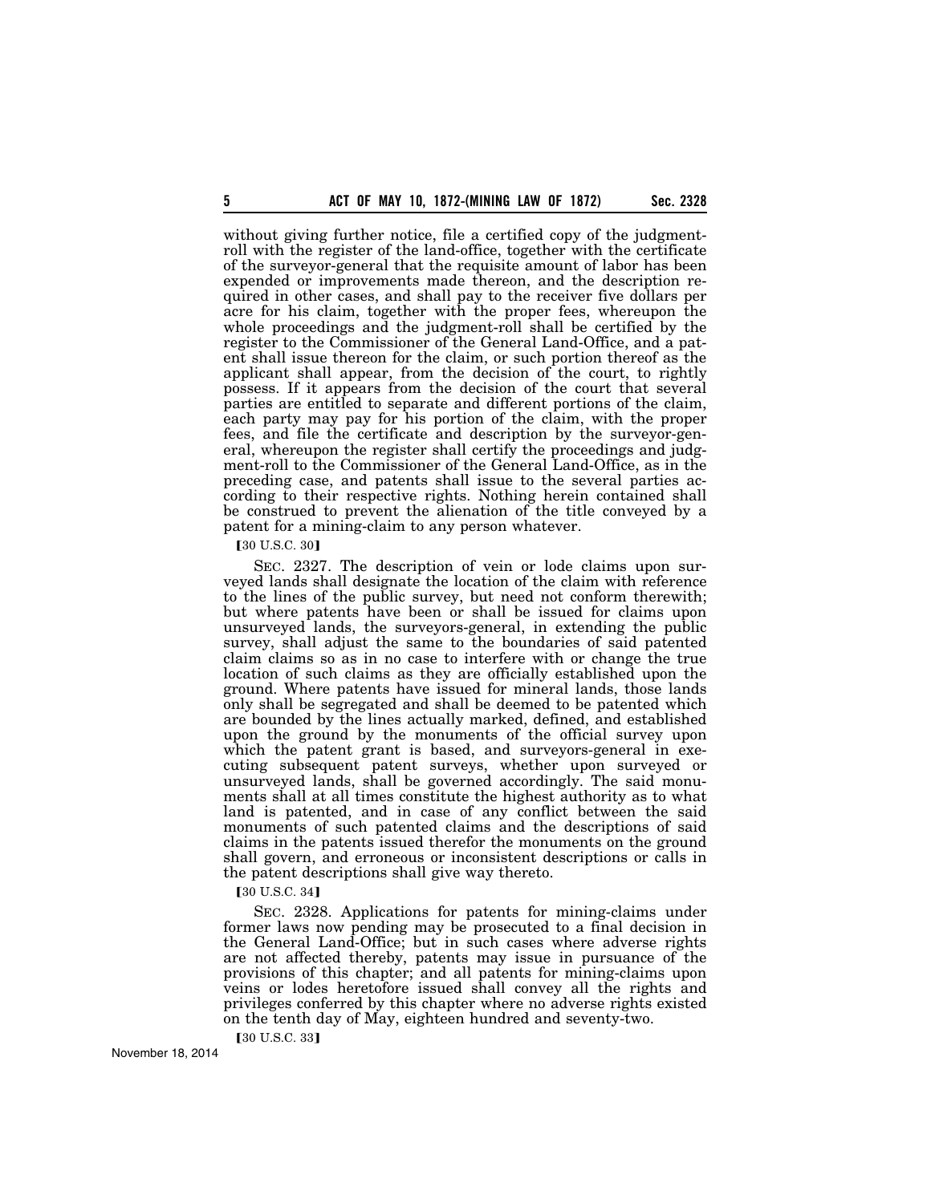without giving further notice, file a certified copy of the judgment-roll with the register of the land-office, together with the certificate of the surveyor-general that the requisite amount of labor has been expended or improvements made thereon, and the description required in other cases, and shall pay to the receiver five dollars per acre for his claim, together with the proper fees, whereupon the whole proceedings and the judgment-roll shall be certified by the register to the Commissioner of the General Land-Office, and a patent shall issue thereon for the claim, or such portion thereof as the applicant shall appear, from the decision of the court, to rightly possess. If it appears from the decision of the court that several parties are entitled to separate and different portions of the claim, each party may pay for his portion of the claim, with the proper fees, and file the certificate and description by the surveyor-general, whereupon the register shall certify the proceedings and judgment-roll to the Commissioner of the General Land-Office, as in the preceding case, and patents shall issue to the several parties according to their respective rights. Nothing herein contained shall be construed to prevent the alienation of the title conveyed by a patent for a mining-claim to any person whatever.

【30 U.S.C. 30】

SEC. 2327. The description of vein or lode claims upon surveyed lands shall designate the location of the claim with reference to the lines of the public survey, but need not conform therewith; but where patents have been or shall be issued for claims upon unsurveyed lands, the surveyors-general, in extending the public survey, shall adjust the same to the boundaries of said patented claim claims so as in no case to interfere with or change the true location of such claims as they are officially established upon the ground. Where patents have issued for mineral lands, those lands only shall be segregated and shall be deemed to be patented which are bounded by the lines actually marked, defined, and established upon the ground by the monuments of the official survey upon which the patent grant is based, and surveyors-general in executing subsequent patent surveys, whether upon surveyed or unsurveyed lands, shall be governed accordingly. The said monuments shall at all times constitute the highest authority as to what land is patented, and in case of any conflict between the said monuments of such patented claims and the descriptions of said claims in the patents issued therefor the monuments on the ground shall govern, and erroneous or inconsistent descriptions or calls in the patent descriptions shall give way thereto.

【30 U.S.C. 34】

SEC. 2328. Applications for patents for mining-claims under former laws now pending may be prosecuted to a final decision in the General Land-Office; but in such cases where adverse rights are not affected thereby, patents may issue in pursuance of the provisions of this chapter; and all patents for mining-claims upon veins or lodes heretofore issued shall convey all the rights and privileges conferred by this chapter where no adverse rights existed on the tenth day of May, eighteen hundred and seventy-two.

【30 U.S.C. 33】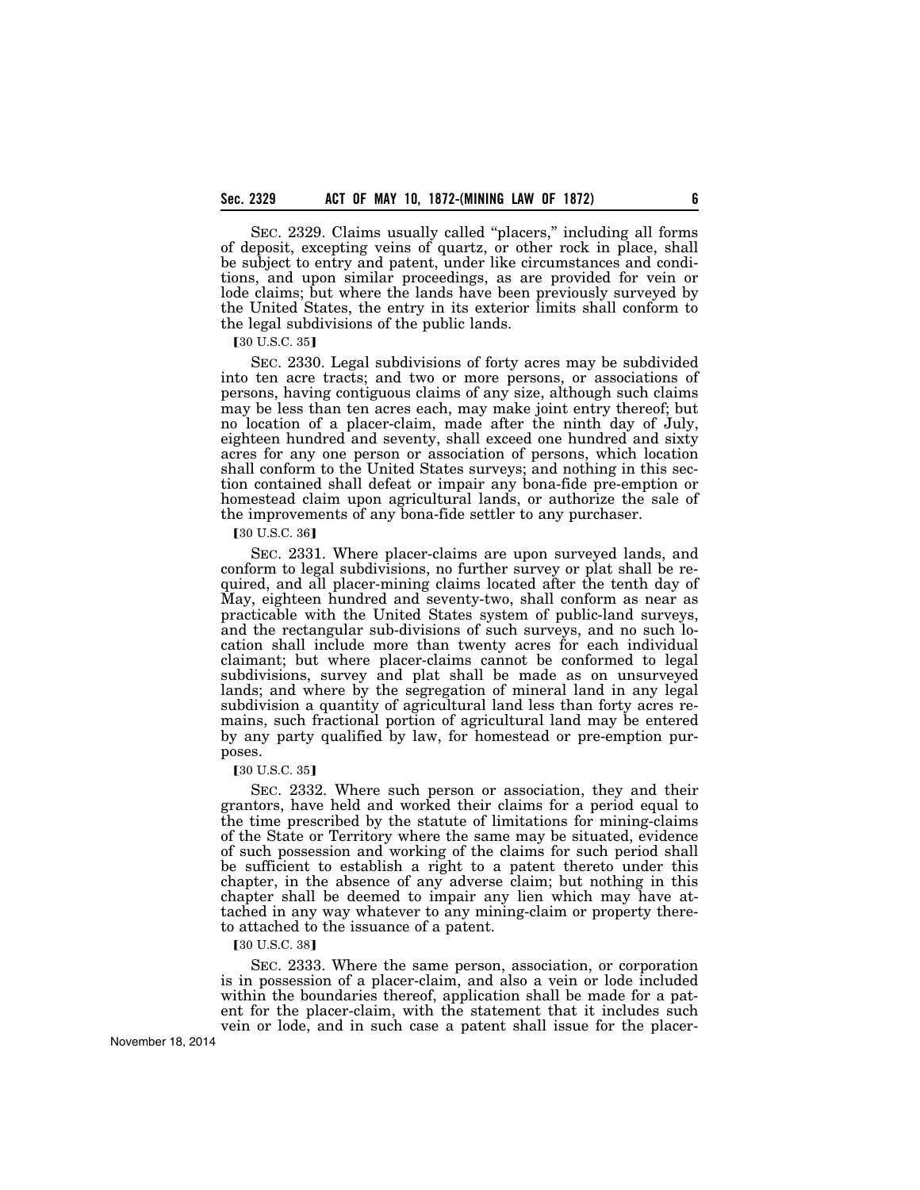SEC. 2329. Claims usually called "placers," including all forms of deposit, excepting veins of quartz, or other rock in place, shall be subject to entry and patent, under like circumstances and conditions, and upon similar proceedings, as are provided for vein or lode claims; but where the lands have been previously surveyed by the United States, the entry in its exterior limits shall conform to the legal subdivisions of the public lands.

【30 U.S.C. 35】

SEC. 2330. Legal subdivisions of forty acres may be subdivided into ten acre tracts; and two or more persons, or associations of persons, having contiguous claims of any size, although such claims may be less than ten acres each, may make joint entry thereof; but no location of a placer-claim, made after the ninth day of July, eighteen hundred and seventy, shall exceed one hundred and sixty acres for any one person or association of persons, which location shall conform to the United States surveys; and nothing in this section contained shall defeat or impair any bona-fide pre-emption or homestead claim upon agricultural lands, or authorize the sale of the improvements of any bona-fide settler to any purchaser.

【30 U.S.C. 36】

SEC. 2331. Where placer-claims are upon surveyed lands, and conform to legal subdivisions, no further survey or plat shall be required, and all placer-mining claims located after the tenth day of May, eighteen hundred and seventy-two, shall conform as near as practicable with the United States system of public-land surveys, and the rectangular sub-divisions of such surveys, and no such location shall include more than twenty acres for each individual claimant; but where placer-claims cannot be conformed to legal subdivisions, survey and plat shall be made as on unsurveyed lands; and where by the segregation of mineral land in any legal subdivision a quantity of agricultural land less than forty acres remains, such fractional portion of agricultural land may be entered by any party qualified by law, for homestead or pre-emption purposes.

【30 U.S.C. 35】

SEC. 2332. Where such person or association, they and their grantors, have held and worked their claims for a period equal to the time prescribed by the statute of limitations for mining-claims of the State or Territory where the same may be situated, evidence of such possession and working of the claims for such period shall be sufficient to establish a right to a patent thereto under this chapter, in the absence of any adverse claim; but nothing in this chapter shall be deemed to impair any lien which may have attached in any way whatever to any mining-claim or property thereto attached to the issuance of a patent.

【30 U.S.C. 38】

SEC. 2333. Where the same person, association, or corporation is in possession of a placer-claim, and also a vein or lode included within the boundaries thereof, application shall be made for a patent for the placer-claim, with the statement that it includes such vein or lode, and in such case a patent shall issue for the placer-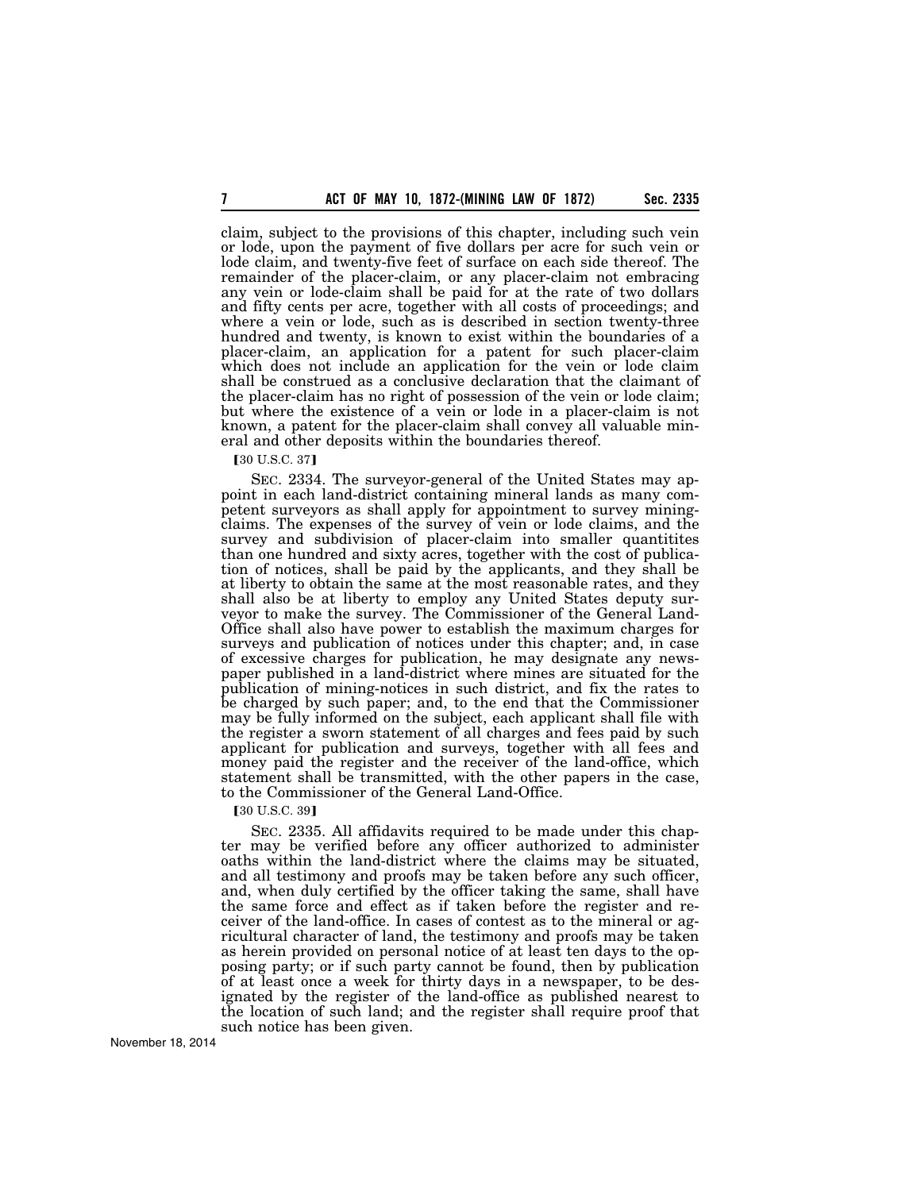claim, subject to the provisions of this chapter, including such vein or lode, upon the payment of five dollars per acre for such vein or lode claim, and twenty-five feet of surface on each side thereof. The remainder of the placer-claim, or any placer-claim not embracing any vein or lode-claim shall be paid for at the rate of two dollars and fifty cents per acre, together with all costs of proceedings; and where a vein or lode, such as is described in section twenty-three hundred and twenty, is known to exist within the boundaries of a placer-claim, an application for a patent for such placer-claim which does not include an application for the vein or lode claim shall be construed as a conclusive declaration that the claimant of the placer-claim has no right of possession of the vein or lode claim; but where the existence of a vein or lode in a placer-claim is not known, a patent for the placer-claim shall convey all valuable mineral and other deposits within the boundaries thereof.

【30 U.S.C. 37】

SEC. 2334. The surveyor-general of the United States may appoint in each land-district containing mineral lands as many competent surveyors as shall apply for appointment to survey mining-claims. The expenses of the survey of vein or lode claims, and the survey and subdivision of placer-claim into smaller quantitites than one hundred and sixty acres, together with the cost of publication of notices, shall be paid by the applicants, and they shall be at liberty to obtain the same at the most reasonable rates, and they shall also be at liberty to employ any United States deputy surveyor to make the survey. The Commissioner of the General Land-Office shall also have power to establish the maximum charges for surveys and publication of notices under this chapter; and, in case of excessive charges for publication, he may designate any newspaper published in a land-district where mines are situated for the publication of mining-notices in such district, and fix the rates to be charged by such paper; and, to the end that the Commissioner may be fully informed on the subject, each applicant shall file with the register a sworn statement of all charges and fees paid by such applicant for publication and surveys, together with all fees and money paid the register and the receiver of the land-office, which statement shall be transmitted, with the other papers in the case, to the Commissioner of the General Land-Office.

【30 U.S.C. 39】

SEC. 2335. All affidavits required to be made under this chapter may be verified before any officer authorized to administer oaths within the land-district where the claims may be situated, and all testimony and proofs may be taken before any such officer, and, when duly certified by the officer taking the same, shall have the same force and effect as if taken before the register and receiver of the land-office. In cases of contest as to the mineral or agricultural character of land, the testimony and proofs may be taken as herein provided on personal notice of at least ten days to the opposing party; or if such party cannot be found, then by publication of at least once a week for thirty days in a newspaper, to be designated by the register of the land-office as published nearest to the location of such land; and the register shall require proof that such notice has been given.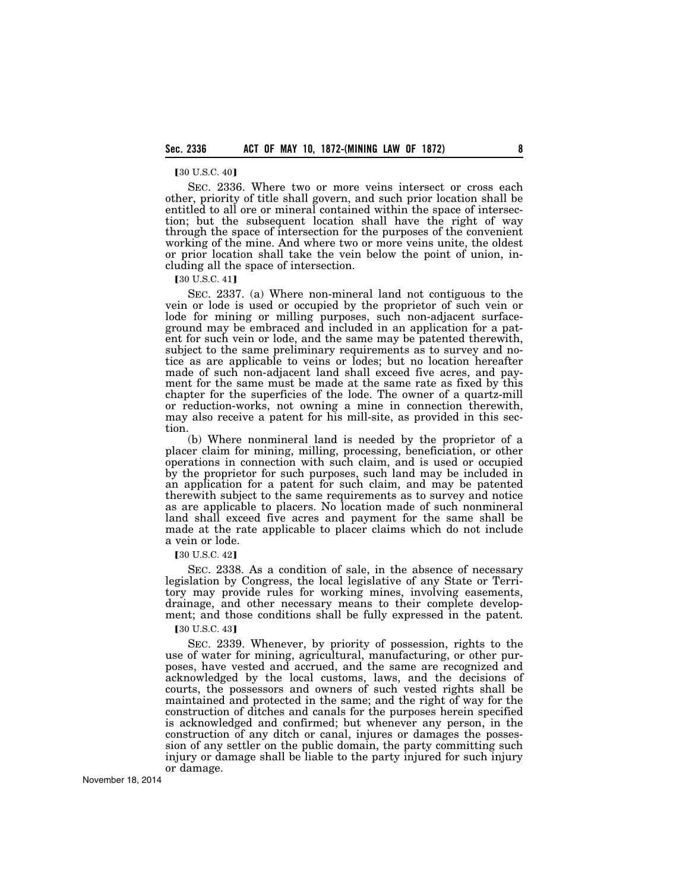【30 U.S.C. 40】

SEC. 2336. Where two or more veins intersect or cross each other, priority of title shall govern, and such prior location shall be entitled to all ore or mineral contained within the space of intersection; but the subsequent location shall have the right of way through the space of intersection for the purposes of the convenient working of the mine. And where two or more veins unite, the oldest or prior location shall take the vein below the point of union, including all the space of intersection.

【30 U.S.C. 41】

SEC. 2337. (a) Where non-mineral land not contiguous to the vein or lode is used or occupied by the proprietor of such vein or lode for mining or milling purposes, such non-adjacent surface-ground may be embraced and included in an application for a patent for such vein or lode, and the same may be patented therewith, subject to the same preliminary requirements as to survey and notice as are applicable to veins or lodes; but no location hereafter made of such non-adjacent land shall exceed five acres, and payment for the same must be made at the same rate as fixed by this chapter for the superficies of the lode. The owner of a quartz-mill or reduction-works, not owning a mine in connection therewith, may also receive a patent for his mill-site, as provided in this section.

(b) Where nonmineral land is needed by the proprietor of a placer claim for mining, milling, processing, beneficiation, or other operations in connection with such claim, and is used or occupied by the proprietor for such purposes, such land may be included in an application for a patent for such claim, and may be patented therewith subject to the same requirements as to survey and notice as are applicable to placers. No location made of such nonmineral land shall exceed five acres and payment for the same shall be made at the rate applicable to placer claims which do not include a vein or lode.

【30 U.S.C. 42】

SEC. 2338. As a condition of sale, in the absence of necessary legislation by Congress, the local legislative of any State or Territory may provide rules for working mines, involving easements, drainage, and other necessary means to their complete development; and those conditions shall be fully expressed in the patent.

【30 U.S.C. 43】

SEC. 2339. Whenever, by priority of possession, rights to the use of water for mining, agricultural, manufacturing, or other purposes, have vested and accrued, and the same are recognized and acknowledged by the local customs, laws, and the decisions of courts, the possessors and owners of such vested rights shall be maintained and protected in the same; and the right of way for the construction of ditches and canals for the purposes herein specified is acknowledged and confirmed; but whenever any person, in the construction of any ditch or canal, injures or damages the possession of any settler on the public domain, the party committing such injury or damage shall be liable to the party injured for such injury or damage.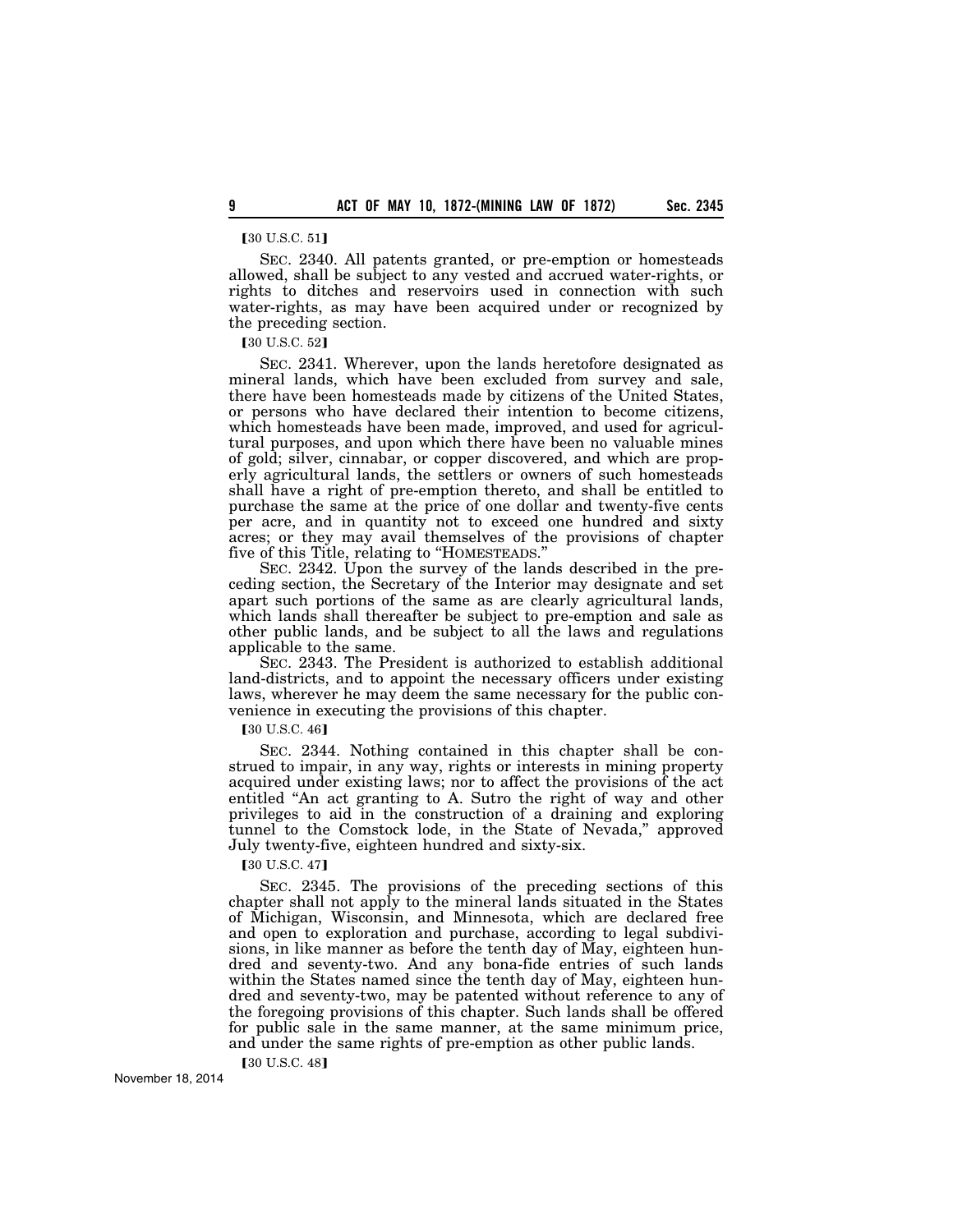【30 U.S.C. 51】

SEC. 2340. All patents granted, or pre-emption or homesteads allowed, shall be subject to any vested and accrued water-rights, or rights to ditches and reservoirs used in connection with such water-rights, as may have been acquired under or recognized by the preceding section.

【30 U.S.C. 52】

SEC. 2341. Wherever, upon the lands heretofore designated as mineral lands, which have been excluded from survey and sale, there have been homesteads made by citizens of the United States, or persons who have declared their intention to become citizens, which homesteads have been made, improved, and used for agricultural purposes, and upon which there have been no valuable mines of gold; silver, cinnabar, or copper discovered, and which are properly agricultural lands, the settlers or owners of such homesteads shall have a right of pre-emption thereto, and shall be entitled to purchase the same at the price of one dollar and twenty-five cents per acre, and in quantity not to exceed one hundred and sixty acres; or they may avail themselves of the provisions of chapter five of this Title, relating to "HOMESTEADS."

SEC. 2342. Upon the survey of the lands described in the preceding section, the Secretary of the Interior may designate and set apart such portions of the same as are clearly agricultural lands, which lands shall thereafter be subject to pre-emption and sale as other public lands, and be subject to all the laws and regulations applicable to the same.

SEC. 2343. The President is authorized to establish additional land-districts, and to appoint the necessary officers under existing laws, wherever he may deem the same necessary for the public convenience in executing the provisions of this chapter.

【30 U.S.C. 46】

SEC. 2344. Nothing contained in this chapter shall be construed to impair, in any way, rights or interests in mining property acquired under existing laws; nor to affect the provisions of the act entitled "An act granting to A. Sutro the right of way and other privileges to aid in the construction of a draining and exploring tunnel to the Comstock lode, in the State of Nevada," approved July twenty-five, eighteen hundred and sixty-six.

【30 U.S.C. 47】

SEC. 2345. The provisions of the preceding sections of this chapter shall not apply to the mineral lands situated in the States of Michigan, Wisconsin, and Minnesota, which are declared free and open to exploration and purchase, according to legal subdivisions, in like manner as before the tenth day of May, eighteen hundred and seventy-two. And any bona-fide entries of such lands within the States named since the tenth day of May, eighteen hundred and seventy-two, may be patented without reference to any of the foregoing provisions of this chapter. Such lands shall be offered for public sale in the same manner, at the same minimum price, and under the same rights of pre-emption as other public lands.

【30 U.S.C. 48】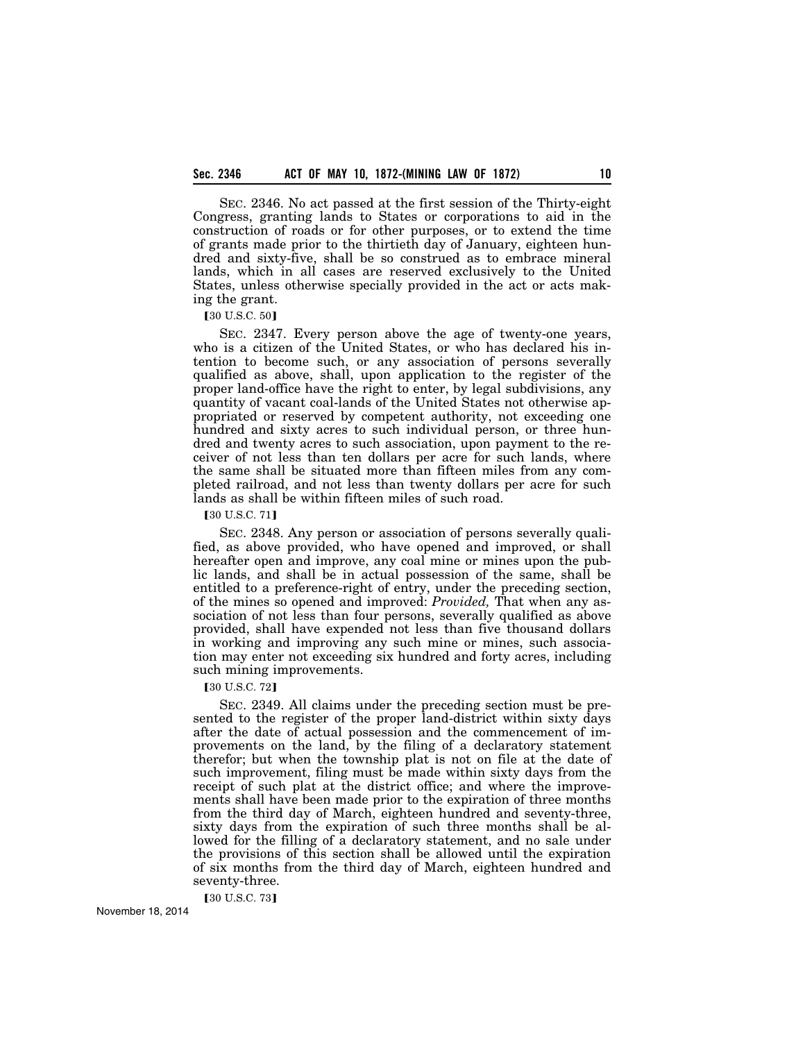SEC. 2346. No act passed at the first session of the Thirty-eight Congress, granting lands to States or corporations to aid in the construction of roads or for other purposes, or to extend the time of grants made prior to the thirtieth day of January, eighteen hundred and sixty-five, shall be so construed as to embrace mineral lands, which in all cases are reserved exclusively to the United States, unless otherwise specially provided in the act or acts making the grant.

【30 U.S.C. 50】

SEC. 2347. Every person above the age of twenty-one years, who is a citizen of the United States, or who has declared his intention to become such, or any association of persons severally qualified as above, shall, upon application to the register of the proper land-office have the right to enter, by legal subdivisions, any quantity of vacant coal-lands of the United States not otherwise appropriated or reserved by competent authority, not exceeding one hundred and sixty acres to such individual person, or three hundred and twenty acres to such association, upon payment to the receiver of not less than ten dollars per acre for such lands, where the same shall be situated more than fifteen miles from any completed railroad, and not less than twenty dollars per acre for such lands as shall be within fifteen miles of such road.

【30 U.S.C. 71】

SEC. 2348. Any person or association of persons severally qualified, as above provided, who have opened and improved, or shall hereafter open and improve, any coal mine or mines upon the public lands, and shall be in actual possession of the same, shall be entitled to a preference-right of entry, under the preceding section, of the mines so opened and improved: *Provided,* That when any association of not less than four persons, severally qualified as above provided, shall have expended not less than five thousand dollars in working and improving any such mine or mines, such association may enter not exceeding six hundred and forty acres, including such mining improvements.

【30 U.S.C. 72】

SEC. 2349. All claims under the preceding section must be presented to the register of the proper land-district within sixty days after the date of actual possession and the commencement of improvements on the land, by the filing of a declaratory statement therefor; but when the township plat is not on file at the date of such improvement, filing must be made within sixty days from the receipt of such plat at the district office; and where the improvements shall have been made prior to the expiration of three months from the third day of March, eighteen hundred and seventy-three, sixty days from the expiration of such three months shall be allowed for the filling of a declaratory statement, and no sale under the provisions of this section shall be allowed until the expiration of six months from the third day of March, eighteen hundred and seventy-three.

【30 U.S.C. 73】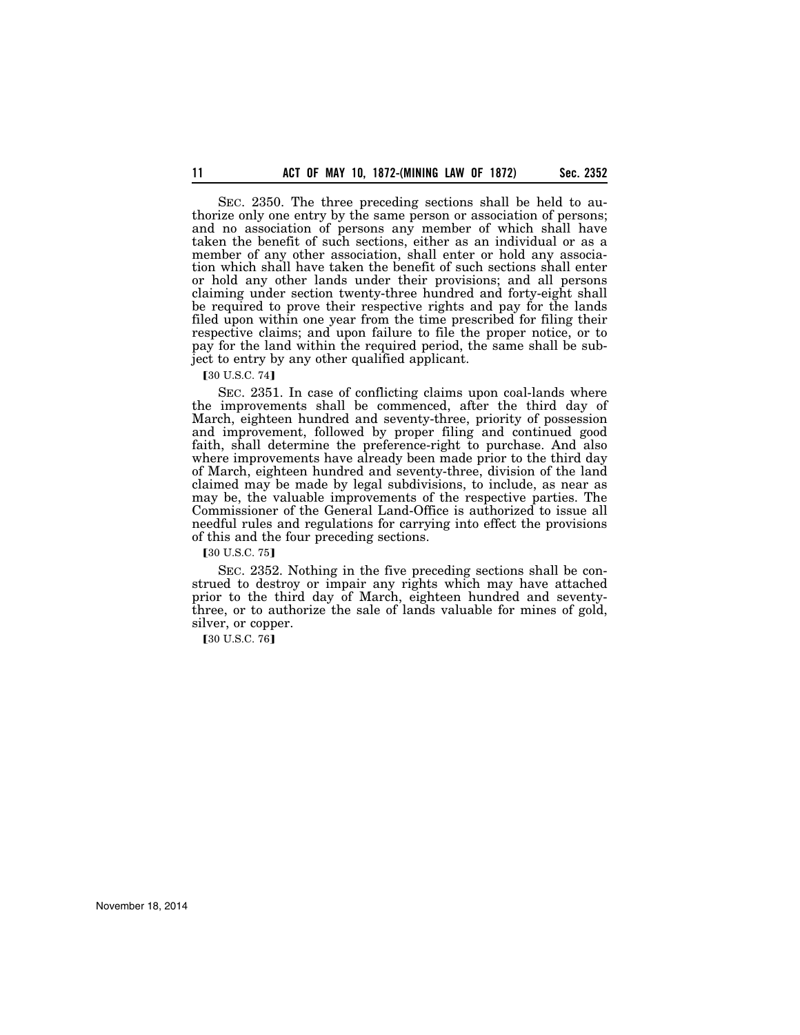SEC. 2350. The three preceding sections shall be held to authorize only one entry by the same person or association of persons; and no association of persons any member of which shall have taken the benefit of such sections, either as an individual or as a member of any other association, shall enter or hold any association which shall have taken the benefit of such sections shall enter or hold any other lands under their provisions; and all persons claiming under section twenty-three hundred and forty-eight shall be required to prove their respective rights and pay for the lands filed upon within one year from the time prescribed for filing their respective claims; and upon failure to file the proper notice, or to pay for the land within the required period, the same shall be subject to entry by any other qualified applicant.

[30 U.S.C. 74]

SEC. 2351. In case of conflicting claims upon coal-lands where the improvements shall be commenced, after the third day of March, eighteen hundred and seventy-three, priority of possession and improvement, followed by proper filing and continued good faith, shall determine the preference-right to purchase. And also where improvements have already been made prior to the third day of March, eighteen hundred and seventy-three, division of the land claimed may be made by legal subdivisions, to include, as near as may be, the valuable improvements of the respective parties. The Commissioner of the General Land-Office is authorized to issue all needful rules and regulations for carrying into effect the provisions of this and the four preceding sections.

[30 U.S.C. 75]

SEC. 2352. Nothing in the five preceding sections shall be construed to destroy or impair any rights which may have attached prior to the third day of March, eighteen hundred and seventy-three, or to authorize the sale of lands valuable for mines of gold, silver, or copper.

[30 U.S.C. 76]